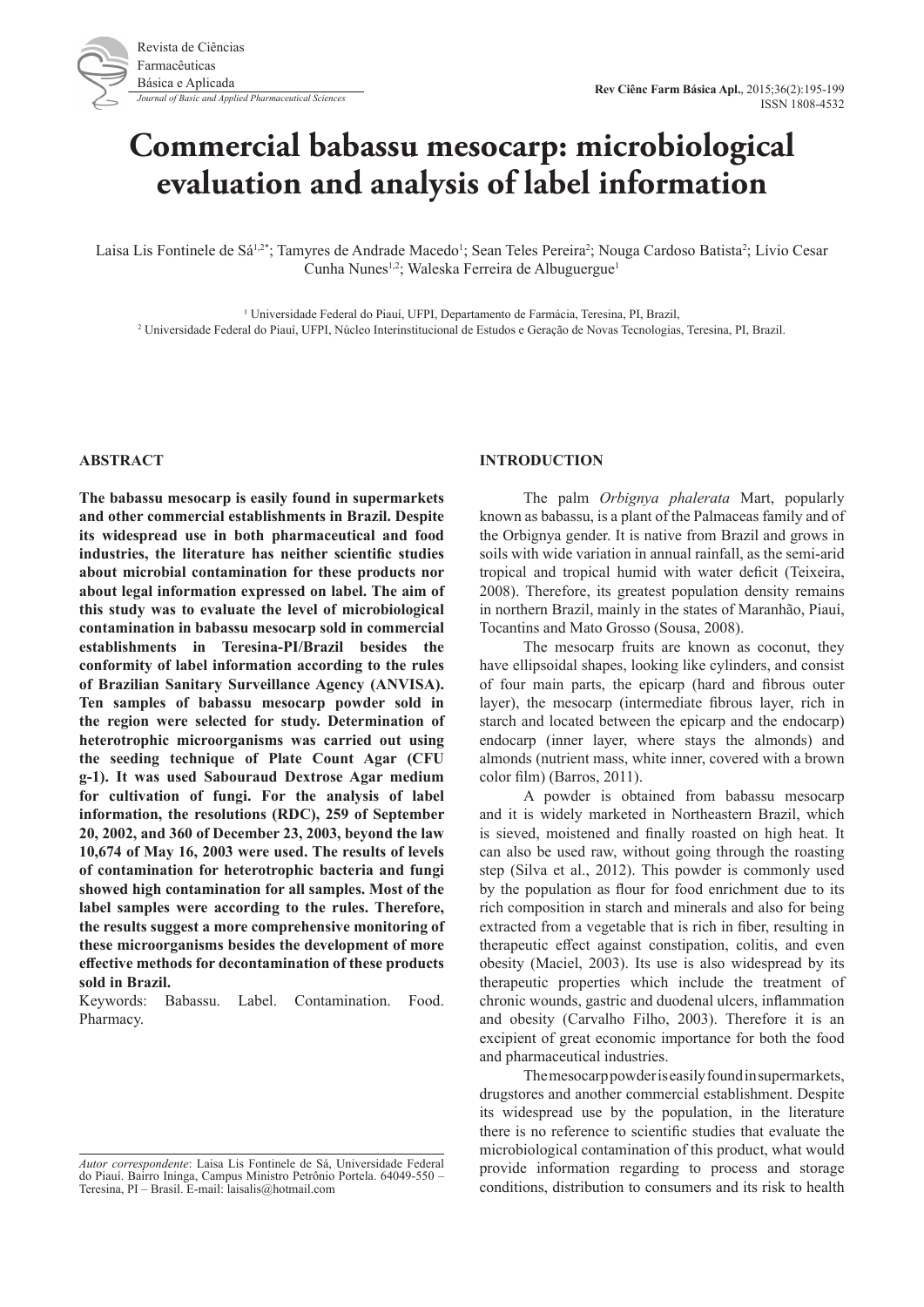# Commercial babassu mesocarp: microbiological evaluation and analysis of label information

Laisa Lis Fontinele de Sá[1,2*]; Tamyres de Andrade Macedo[1]; Sean Teles Pereira[2]; Nouga Cardoso Batista[2]; Lívio Cesar Cunha Nunes[1,2]; Waleska Ferreira de Albuguergue[1]

[1] Universidade Federal do Piauí, UFPI, Departamento de Farmácia, Teresina, PI, Brazil,

[2] Universidade Federal do Piauí, UFPI, Núcleo Interinstitucional de Estudos e Geração de Novas Tecnologias, Teresina, PI, Brazil.

## ABSTRACT

**The babassu mesocarp is easily found in supermarkets and other commercial establishments in Brazil. Despite its widespread use in both pharmaceutical and food industries, the literature has neither scientific studies about microbial contamination for these products nor about legal information expressed on label. The aim of this study was to evaluate the level of microbiological contamination in babassu mesocarp sold in commercial establishments in Teresina-PI/Brazil besides the conformity of label information according to the rules of Brazilian Sanitary Surveillance Agency (ANVISA). Ten samples of babassu mesocarp powder sold in the region were selected for study. Determination of heterotrophic microorganisms was carried out using the seeding technique of Plate Count Agar (CFU g-1). It was used Sabouraud Dextrose Agar medium for cultivation of fungi. For the analysis of label information, the resolutions (RDC), 259 of September 20, 2002, and 360 of December 23, 2003, beyond the law 10,674 of May 16, 2003 were used. The results of levels of contamination for heterotrophic bacteria and fungi showed high contamination for all samples. Most of the label samples were according to the rules. Therefore, the results suggest a more comprehensive monitoring of these microorganisms besides the development of more effective methods for decontamination of these products sold in Brazil.**

Keywords: Babassu. Label. Contamination. Food. Pharmacy.

## INTRODUCTION

The palm *Orbignya phalerata* Mart, popularly known as babassu, is a plant of the Palmaceas family and of the Orbignya gender. It is native from Brazil and grows in soils with wide variation in annual rainfall, as the semi-arid tropical and tropical humid with water deficit (Teixeira, 2008). Therefore, its greatest population density remains in northern Brazil, mainly in the states of Maranhão, Piauí, Tocantins and Mato Grosso (Sousa, 2008).

The mesocarp fruits are known as coconut, they have ellipsoidal shapes, looking like cylinders, and consist of four main parts, the epicarp (hard and fibrous outer layer), the mesocarp (intermediate fibrous layer, rich in starch and located between the epicarp and the endocarp) endocarp (inner layer, where stays the almonds) and almonds (nutrient mass, white inner, covered with a brown color film) (Barros, 2011).

A powder is obtained from babassu mesocarp and it is widely marketed in Northeastern Brazil, which is sieved, moistened and finally roasted on high heat. It can also be used raw, without going through the roasting step (Silva et al., 2012). This powder is commonly used by the population as flour for food enrichment due to its rich composition in starch and minerals and also for being extracted from a vegetable that is rich in fiber, resulting in therapeutic effect against constipation, colitis, and even obesity (Maciel, 2003). Its use is also widespread by its therapeutic properties which include the treatment of chronic wounds, gastric and duodenal ulcers, inflammation and obesity (Carvalho Filho, 2003). Therefore it is an excipient of great economic importance for both the food and pharmaceutical industries.

The mesocarp powder is easily found in supermarkets, drugstores and another commercial establishment. Despite its widespread use by the population, in the literature there is no reference to scientific studies that evaluate the microbiological contamination of this product, what would provide information regarding to process and storage conditions, distribution to consumers and its risk to health

*Autor correspondente*: Laisa Lis Fontinele de Sá, Universidade Federal do Piauí. Bairro Ininga, Campus Ministro Petrônio Portela. 64049-550 – Teresina, PI – Brasil. E-mail: laisalis@hotmail.com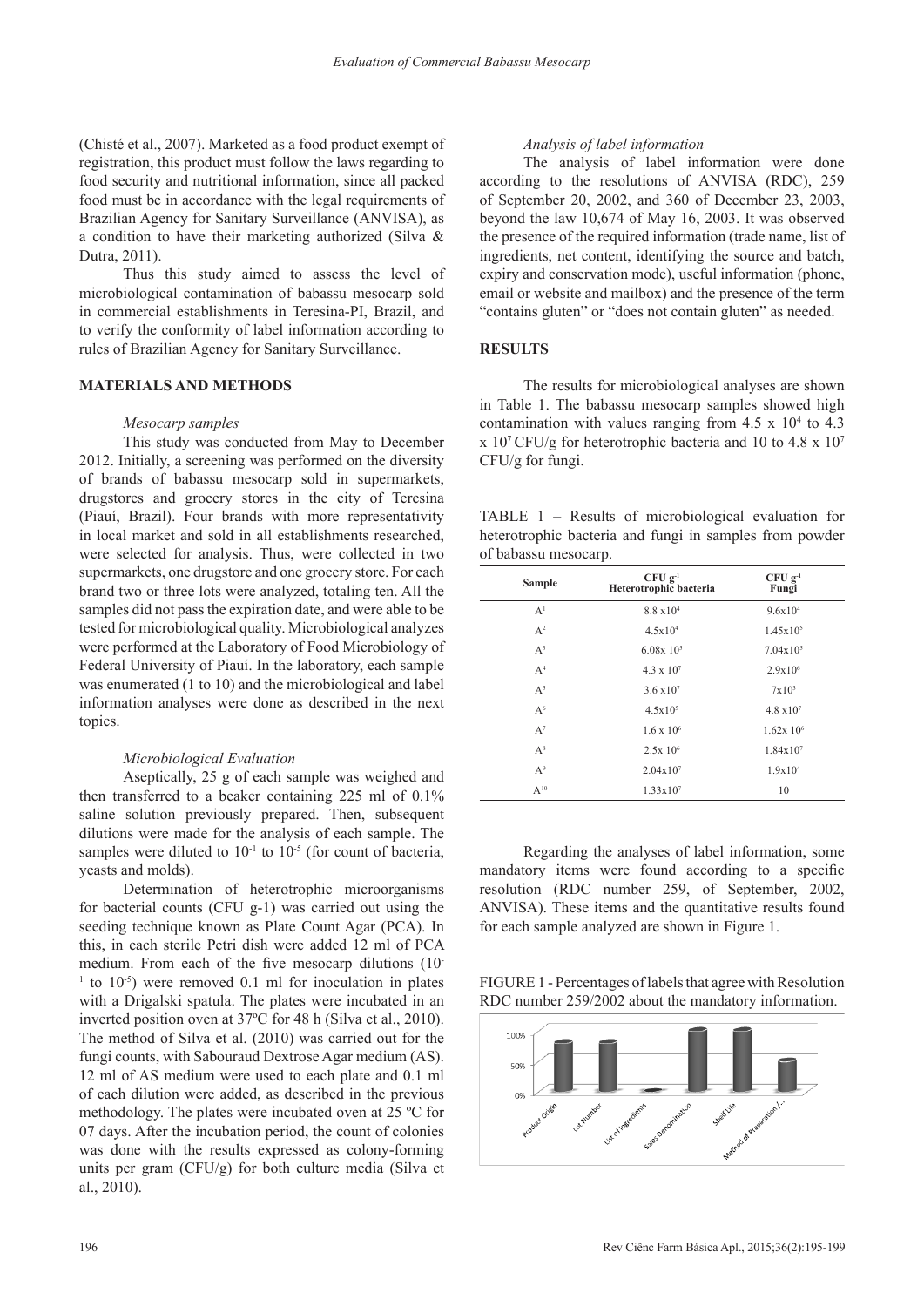(Chisté et al., 2007). Marketed as a food product exempt of registration, this product must follow the laws regarding to food security and nutritional information, since all packed food must be in accordance with the legal requirements of Brazilian Agency for Sanitary Surveillance (ANVISA), as a condition to have their marketing authorized (Silva & Dutra, 2011).

Thus this study aimed to assess the level of microbiological contamination of babassu mesocarp sold in commercial establishments in Teresina-PI, Brazil, and to verify the conformity of label information according to rules of Brazilian Agency for Sanitary Surveillance.

## MATERIALS AND METHODS

### *Mesocarp samples*

This study was conducted from May to December 2012. Initially, a screening was performed on the diversity of brands of babassu mesocarp sold in supermarkets, drugstores and grocery stores in the city of Teresina (Piauí, Brazil). Four brands with more representativity in local market and sold in all establishments researched, were selected for analysis. Thus, were collected in two supermarkets, one drugstore and one grocery store. For each brand two or three lots were analyzed, totaling ten. All the samples did not pass the expiration date, and were able to be tested for microbiological quality. Microbiological analyzes were performed at the Laboratory of Food Microbiology of Federal University of Piauí. In the laboratory, each sample was enumerated (1 to 10) and the microbiological and label information analyses were done as described in the next topics.

### *Microbiological Evaluation*

Aseptically, 25 g of each sample was weighed and then transferred to a beaker containing 225 ml of 0.1% saline solution previously prepared. Then, subsequent dilutions were made for the analysis of each sample. The samples were diluted to $10^{-1}$ to $10^{-5}$ (for count of bacteria, yeasts and molds).

Determination of heterotrophic microorganisms for bacterial counts (CFU g-1) was carried out using the seeding technique known as Plate Count Agar (PCA). In this, in each sterile Petri dish were added 12 ml of PCA medium. From each of the five mesocarp dilutions ($10^{-1}$ to $10^{-5}$) were removed 0.1 ml for inoculation in plates with a Drigalski spatula. The plates were incubated in an inverted position oven at 37ºC for 48 h (Silva et al., 2010). The method of Silva et al. (2010) was carried out for the fungi counts, with Sabouraud Dextrose Agar medium (AS). 12 ml of AS medium were used to each plate and 0.1 ml of each dilution were added, as described in the previous methodology. The plates were incubated oven at 25 ºC for 07 days. After the incubation period, the count of colonies was done with the results expressed as colony-forming units per gram (CFU/g) for both culture media (Silva et al., 2010).

### *Analysis of label information*

The analysis of label information were done according to the resolutions of ANVISA (RDC), 259 of September 20, 2002, and 360 of December 23, 2003, beyond the law 10,674 of May 16, 2003. It was observed the presence of the required information (trade name, list of ingredients, net content, identifying the source and batch, expiry and conservation mode), useful information (phone, email or website and mailbox) and the presence of the term "contains gluten" or "does not contain gluten" as needed.

## RESULTS

The results for microbiological analyses are shown in Table 1. The babassu mesocarp samples showed high contamination with values ranging from 4.5 x $10^4$ to 4.3 x $10^7$ CFU/g for heterotrophic bacteria and 10 to 4.8 x $10^7$ CFU/g for fungi.

TABLE 1 – Results of microbiological evaluation for heterotrophic bacteria and fungi in samples from powder of babassu mesocarp.

| Sample | CFU $g^{-1}$ Heterotrophic bacteria | CFU $g^{-1}$ Fungi |
|---|---|---|
| $A^1$ | 8.8 x$10^4$ | 9.6x$10^4$ |
| $A^2$ | 4.5x$10^4$ | 1.45x$10^5$ |
| $A^3$ | 6.08x $10^5$ | 7.04x$10^5$ |
| $A^4$ | 4.3 x $10^7$ | 2.9x$10^6$ |
| $A^5$ | 3.6 x$10^7$ | 7x$10^3$ |
| $A^6$ | 4.5x$10^5$ | 4.8 x$10^7$ |
| $A^7$ | 1.6 x $10^6$ | 1.62x $10^6$ |
| $A^8$ | 2.5x $10^6$ | 1.84x$10^7$ |
| $A^9$ | 2.04x$10^7$ | 1.9x$10^4$ |
| $A^{10}$ | 1.33x$10^7$ | 10 |

Regarding the analyses of label information, some mandatory items were found according to a specific resolution (RDC number 259, of September, 2002, ANVISA). These items and the quantitative results found for each sample analyzed are shown in Figure 1.

FIGURE 1 - Percentages of labels that agree with Resolution RDC number 259/2002 about the mandatory information.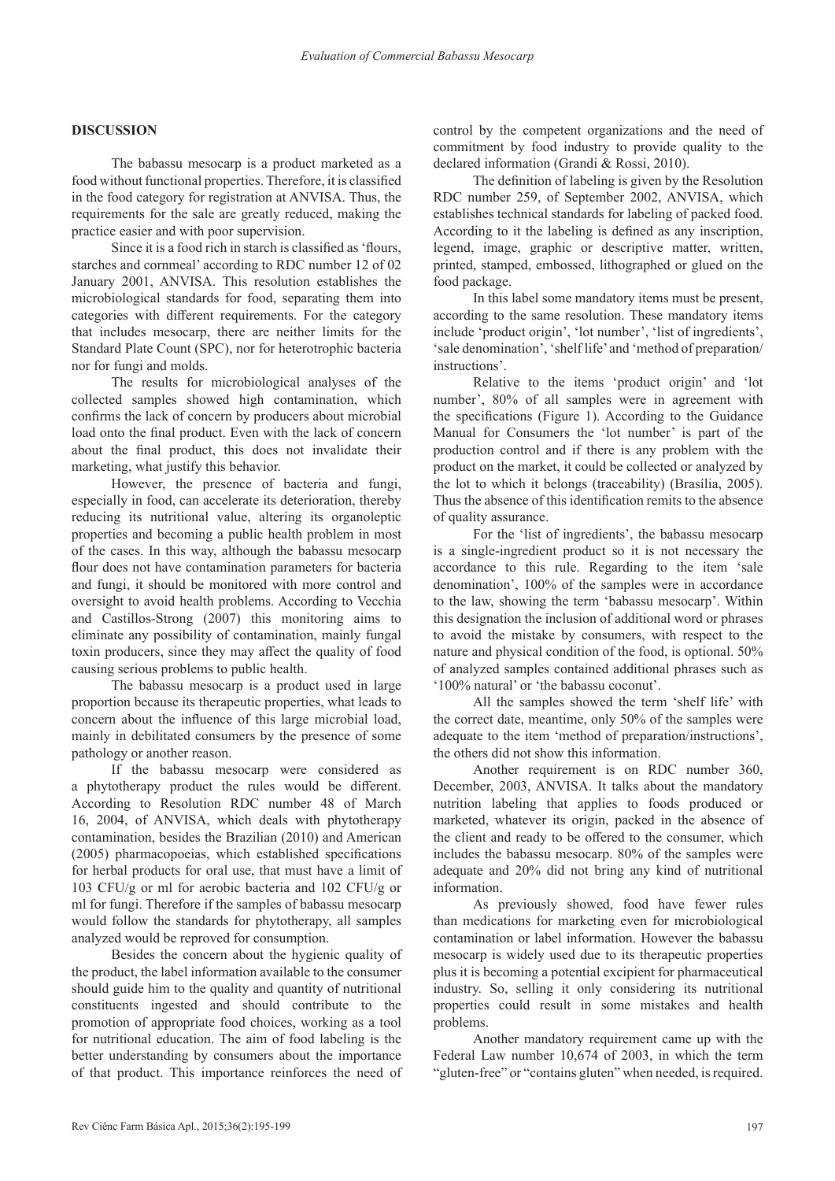## DISCUSSION

The babassu mesocarp is a product marketed as a food without functional properties. Therefore, it is classified in the food category for registration at ANVISA. Thus, the requirements for the sale are greatly reduced, making the practice easier and with poor supervision.

Since it is a food rich in starch is classified as 'flours, starches and cornmeal' according to RDC number 12 of 02 January 2001, ANVISA. This resolution establishes the microbiological standards for food, separating them into categories with different requirements. For the category that includes mesocarp, there are neither limits for the Standard Plate Count (SPC), nor for heterotrophic bacteria nor for fungi and molds.

The results for microbiological analyses of the collected samples showed high contamination, which confirms the lack of concern by producers about microbial load onto the final product. Even with the lack of concern about the final product, this does not invalidate their marketing, what justify this behavior.

However, the presence of bacteria and fungi, especially in food, can accelerate its deterioration, thereby reducing its nutritional value, altering its organoleptic properties and becoming a public health problem in most of the cases. In this way, although the babassu mesocarp flour does not have contamination parameters for bacteria and fungi, it should be monitored with more control and oversight to avoid health problems. According to Vecchia and Castillos-Strong (2007) this monitoring aims to eliminate any possibility of contamination, mainly fungal toxin producers, since they may affect the quality of food causing serious problems to public health.

The babassu mesocarp is a product used in large proportion because its therapeutic properties, what leads to concern about the influence of this large microbial load, mainly in debilitated consumers by the presence of some pathology or another reason.

If the babassu mesocarp were considered as a phytotherapy product the rules would be different. According to Resolution RDC number 48 of March 16, 2004, of ANVISA, which deals with phytotherapy contamination, besides the Brazilian (2010) and American (2005) pharmacopoeias, which established specifications for herbal products for oral use, that must have a limit of 103 CFU/g or ml for aerobic bacteria and 102 CFU/g or ml for fungi. Therefore if the samples of babassu mesocarp would follow the standards for phytotherapy, all samples analyzed would be reproved for consumption.

Besides the concern about the hygienic quality of the product, the label information available to the consumer should guide him to the quality and quantity of nutritional constituents ingested and should contribute to the promotion of appropriate food choices, working as a tool for nutritional education. The aim of food labeling is the better understanding by consumers about the importance of that product. This importance reinforces the need of control by the competent organizations and the need of commitment by food industry to provide quality to the declared information (Grandi & Rossi, 2010).

The definition of labeling is given by the Resolution RDC number 259, of September 2002, ANVISA, which establishes technical standards for labeling of packed food. According to it the labeling is defined as any inscription, legend, image, graphic or descriptive matter, written, printed, stamped, embossed, lithographed or glued on the food package.

In this label some mandatory items must be present, according to the same resolution. These mandatory items include 'product origin', 'lot number', 'list of ingredients', 'sale denomination', 'shelf life' and 'method of preparation/instructions'.

Relative to the items 'product origin' and 'lot number', 80% of all samples were in agreement with the specifications (Figure 1). According to the Guidance Manual for Consumers the 'lot number' is part of the production control and if there is any problem with the product on the market, it could be collected or analyzed by the lot to which it belongs (traceability) (Brasília, 2005). Thus the absence of this identification remits to the absence of quality assurance.

For the 'list of ingredients', the babassu mesocarp is a single-ingredient product so it is not necessary the accordance to this rule. Regarding to the item 'sale denomination', 100% of the samples were in accordance to the law, showing the term 'babassu mesocarp'. Within this designation the inclusion of additional word or phrases to avoid the mistake by consumers, with respect to the nature and physical condition of the food, is optional. 50% of analyzed samples contained additional phrases such as '100% natural' or 'the babassu coconut'.

All the samples showed the term 'shelf life' with the correct date, meantime, only 50% of the samples were adequate to the item 'method of preparation/instructions', the others did not show this information.

Another requirement is on RDC number 360, December, 2003, ANVISA. It talks about the mandatory nutrition labeling that applies to foods produced or marketed, whatever its origin, packed in the absence of the client and ready to be offered to the consumer, which includes the babassu mesocarp. 80% of the samples were adequate and 20% did not bring any kind of nutritional information.

As previously showed, food have fewer rules than medications for marketing even for microbiological contamination or label information. However the babassu mesocarp is widely used due to its therapeutic properties plus it is becoming a potential excipient for pharmaceutical industry. So, selling it only considering its nutritional properties could result in some mistakes and health problems.

Another mandatory requirement came up with the Federal Law number 10,674 of 2003, in which the term "gluten-free" or "contains gluten" when needed, is required.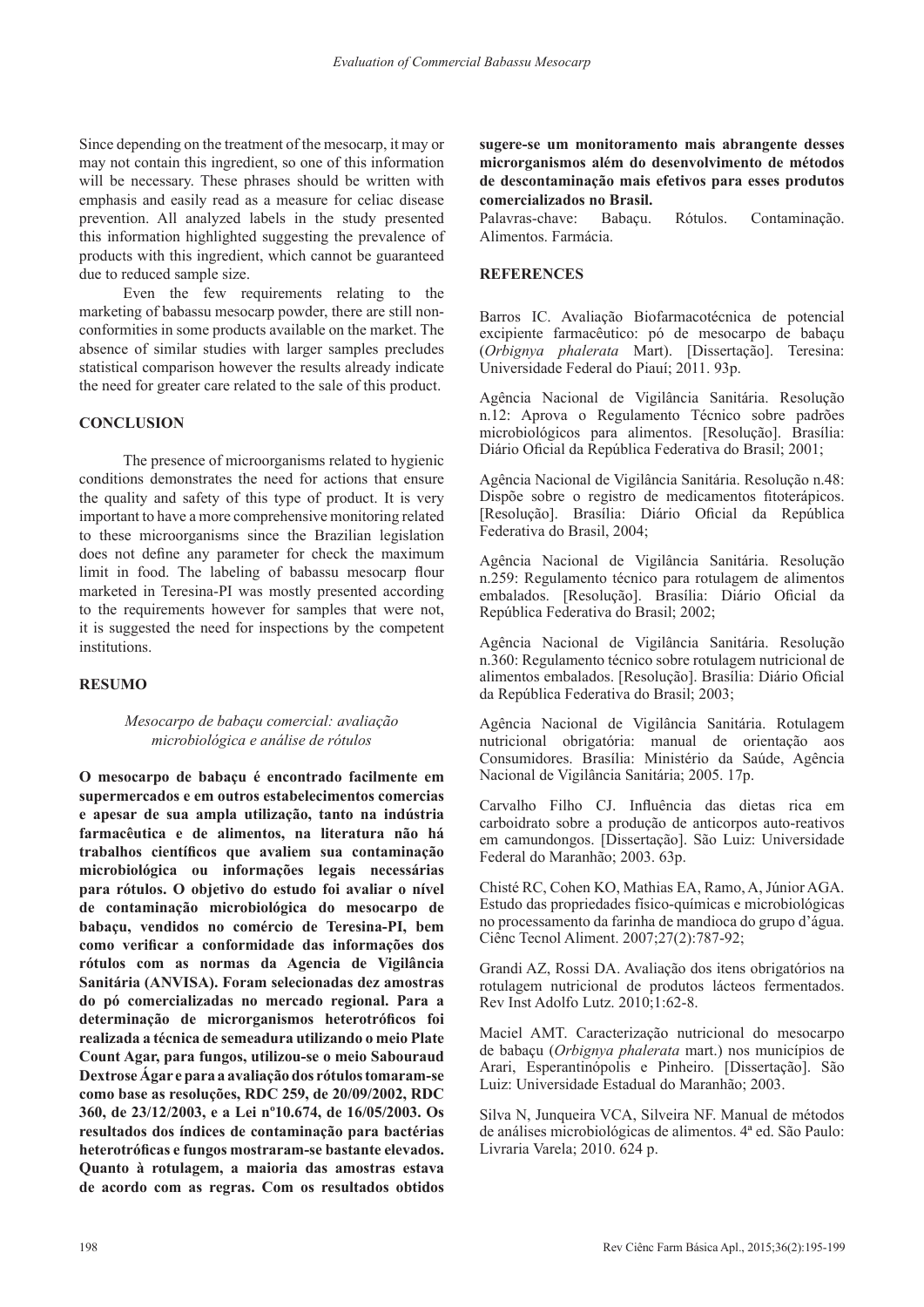Since depending on the treatment of the mesocarp, it may or may not contain this ingredient, so one of this information will be necessary. These phrases should be written with emphasis and easily read as a measure for celiac disease prevention. All analyzed labels in the study presented this information highlighted suggesting the prevalence of products with this ingredient, which cannot be guaranteed due to reduced sample size.

Even the few requirements relating to the marketing of babassu mesocarp powder, there are still non-conformities in some products available on the market. The absence of similar studies with larger samples precludes statistical comparison however the results already indicate the need for greater care related to the sale of this product.

## CONCLUSION

The presence of microorganisms related to hygienic conditions demonstrates the need for actions that ensure the quality and safety of this type of product. It is very important to have a more comprehensive monitoring related to these microorganisms since the Brazilian legislation does not define any parameter for check the maximum limit in food. The labeling of babassu mesocarp flour marketed in Teresina-PI was mostly presented according to the requirements however for samples that were not, it is suggested the need for inspections by the competent institutions.

## RESUMO

*Mesocarpo de babaçu comercial: avaliação microbiológica e análise de rótulos*

**O mesocarpo de babaçu é encontrado facilmente em supermercados e em outros estabelecimentos comercias e apesar de sua ampla utilização, tanto na indústria farmacêutica e de alimentos, na literatura não há trabalhos científicos que avaliem sua contaminação microbiológica ou informações legais necessárias para rótulos. O objetivo do estudo foi avaliar o nível de contaminação microbiológica do mesocarpo de babaçu, vendidos no comércio de Teresina-PI, bem como verificar a conformidade das informações dos rótulos com as normas da Agencia de Vigilância Sanitária (ANVISA). Foram selecionadas dez amostras do pó comercializadas no mercado regional. Para a determinação de microrganismos heterotróficos foi realizada a técnica de semeadura utilizando o meio Plate Count Agar, para fungos, utilizou-se o meio Sabouraud Dextrose Ágar e para a avaliação dos rótulos tomaram-se como base as resoluções, RDC 259, de 20/09/2002, RDC 360, de 23/12/2003, e a Lei nº10.674, de 16/05/2003. Os resultados dos índices de contaminação para bactérias heterotróficas e fungos mostraram-se bastante elevados. Quanto à rotulagem, a maioria das amostras estava de acordo com as regras. Com os resultados obtidos sugere-se um monitoramento mais abrangente desses microrganismos além do desenvolvimento de métodos de descontaminação mais efetivos para esses produtos comercializados no Brasil.**

Palavras-chave: Babaçu. Rótulos. Contaminação. Alimentos. Farmácia.

## REFERENCES

Barros IC. Avaliação Biofarmacotécnica de potencial excipiente farmacêutico: pó de mesocarpo de babaçu (*Orbignya phalerata* Mart). [Dissertação]. Teresina: Universidade Federal do Piauí; 2011. 93p.

Agência Nacional de Vigilância Sanitária. Resolução n.12: Aprova o Regulamento Técnico sobre padrões microbiológicos para alimentos. [Resolução]. Brasília: Diário Oficial da República Federativa do Brasil; 2001;

Agência Nacional de Vigilância Sanitária. Resolução n.48: Dispõe sobre o registro de medicamentos fitoterápicos. [Resolução]. Brasília: Diário Oficial da República Federativa do Brasil, 2004;

Agência Nacional de Vigilância Sanitária. Resolução n.259: Regulamento técnico para rotulagem de alimentos embalados. [Resolução]. Brasília: Diário Oficial da República Federativa do Brasil; 2002;

Agência Nacional de Vigilância Sanitária. Resolução n.360: Regulamento técnico sobre rotulagem nutricional de alimentos embalados. [Resolução]. Brasília: Diário Oficial da República Federativa do Brasil; 2003;

Agência Nacional de Vigilância Sanitária. Rotulagem nutricional obrigatória: manual de orientação aos Consumidores. Brasília: Ministério da Saúde, Agência Nacional de Vigilância Sanitária; 2005. 17p.

Carvalho Filho CJ. Influência das dietas rica em carboidrato sobre a produção de anticorpos auto-reativos em camundongos. [Dissertação]. São Luiz: Universidade Federal do Maranhão; 2003. 63p.

Chisté RC, Cohen KO, Mathias EA, Ramo, A, Júnior AGA. Estudo das propriedades físico-químicas e microbiológicas no processamento da farinha de mandioca do grupo d'água. Ciênc Tecnol Aliment. 2007;27(2):787-92;

Grandi AZ, Rossi DA. Avaliação dos itens obrigatórios na rotulagem nutricional de produtos lácteos fermentados. Rev Inst Adolfo Lutz. 2010;1:62-8.

Maciel AMT. Caracterização nutricional do mesocarpo de babaçu (*Orbignya phalerata* mart.) nos municípios de Arari, Esperantinópolis e Pinheiro. [Dissertação]. São Luiz: Universidade Estadual do Maranhão; 2003.

Silva N, Junqueira VCA, Silveira NF. Manual de métodos de análises microbiológicas de alimentos. 4ª ed. São Paulo: Livraria Varela; 2010. 624 p.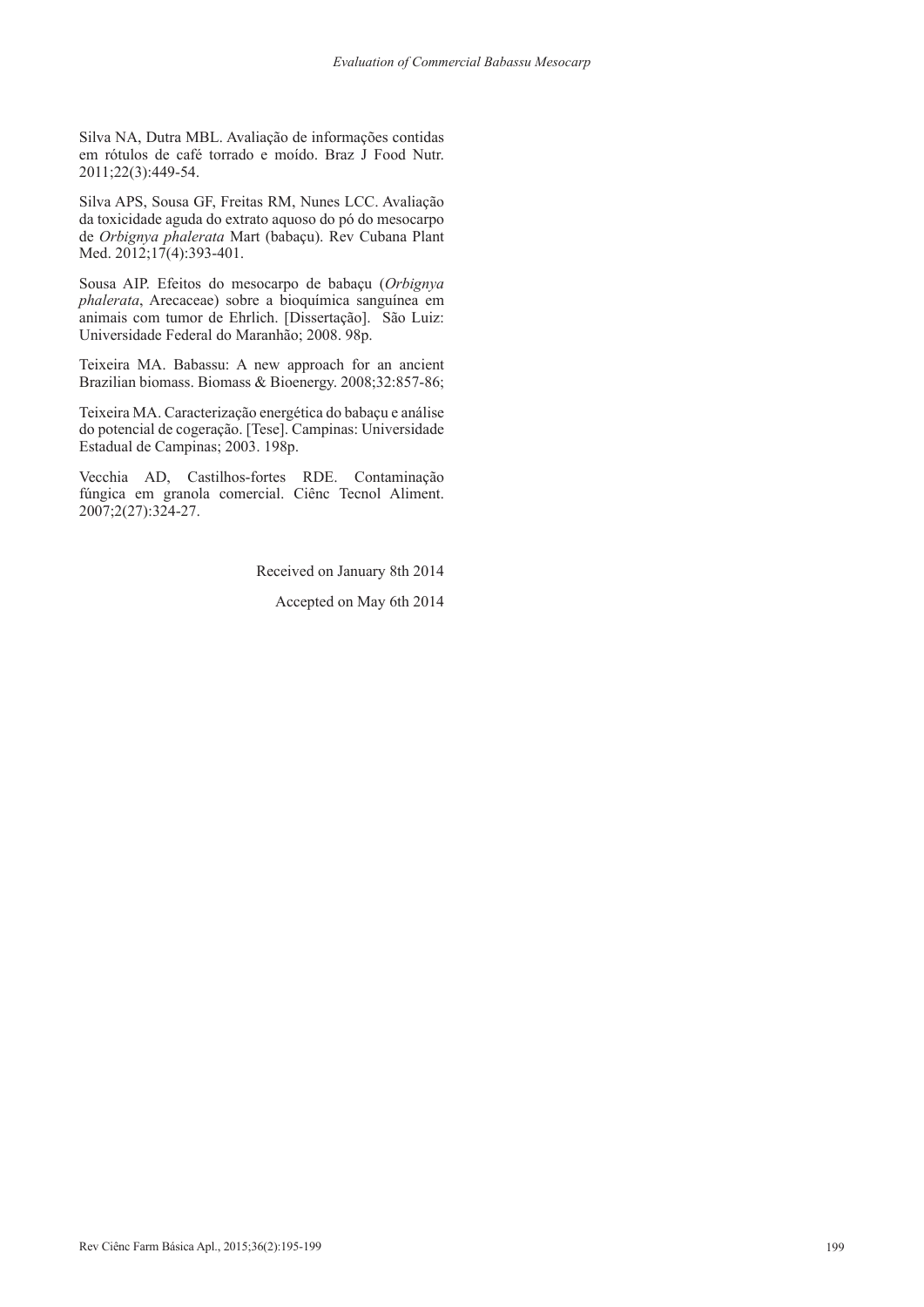Silva NA, Dutra MBL. Avaliação de informações contidas em rótulos de café torrado e moído. Braz J Food Nutr. 2011;22(3):449-54.

Silva APS, Sousa GF, Freitas RM, Nunes LCC. Avaliação da toxicidade aguda do extrato aquoso do pó do mesocarpo de *Orbignya phalerata* Mart (babaçu). Rev Cubana Plant Med. 2012;17(4):393-401.

Sousa AIP. Efeitos do mesocarpo de babaçu (*Orbignya phalerata*, Arecaceae) sobre a bioquímica sanguínea em animais com tumor de Ehrlich. [Dissertação]. São Luiz: Universidade Federal do Maranhão; 2008. 98p.

Teixeira MA. Babassu: A new approach for an ancient Brazilian biomass. Biomass & Bioenergy. 2008;32:857-86;

Teixeira MA. Caracterização energética do babaçu e análise do potencial de cogeração. [Tese]. Campinas: Universidade Estadual de Campinas; 2003. 198p.

Vecchia AD, Castilhos-fortes RDE. Contaminação fúngica em granola comercial. Ciênc Tecnol Aliment. 2007;2(27):324-27.

Received on January 8th 2014

Accepted on May 6th 2014